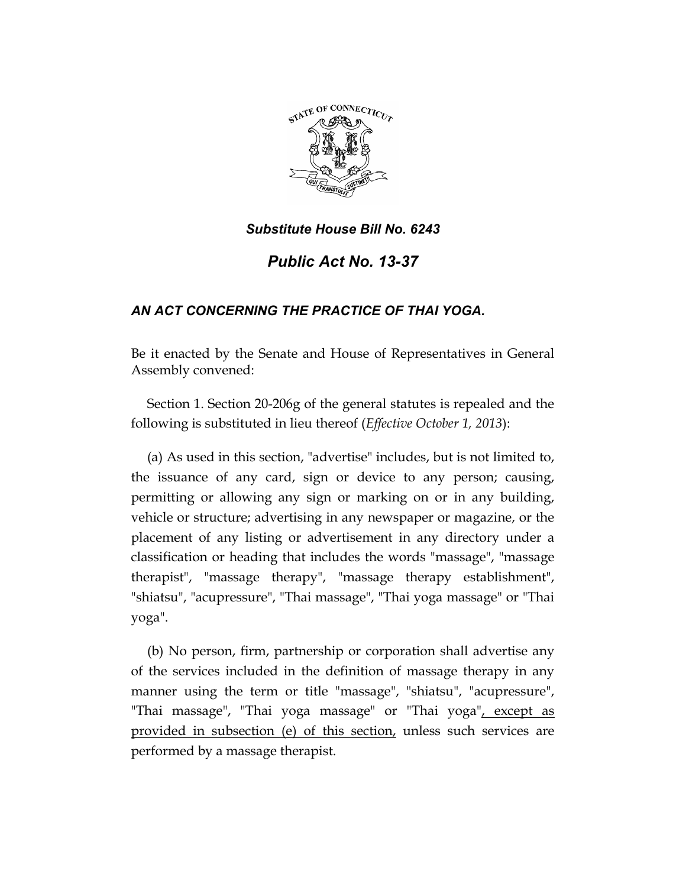***Substitute House Bill No. 6243***

# *Public Act No. 13-37*

## *AN ACT CONCERNING THE PRACTICE OF THAI YOGA.*

Be it enacted by the Senate and House of Representatives in General Assembly convened:

Section 1. Section 20-206g of the general statutes is repealed and the following is substituted in lieu thereof (*Effective October 1, 2013*):

(a) As used in this section, "advertise" includes, but is not limited to, the issuance of any card, sign or device to any person; causing, permitting or allowing any sign or marking on or in any building, vehicle or structure; advertising in any newspaper or magazine, or the placement of any listing or advertisement in any directory under a classification or heading that includes the words "massage", "massage therapist", "massage therapy", "massage therapy establishment", "shiatsu", "acupressure", "Thai massage", "Thai yoga massage" or "Thai yoga".

(b) No person, firm, partnership or corporation shall advertise any of the services included in the definition of massage therapy in any manner using the term or title "massage", "shiatsu", "acupressure", "Thai massage", "Thai yoga massage" or "Thai yoga", except as provided in subsection (e) of this section, unless such services are performed by a massage therapist.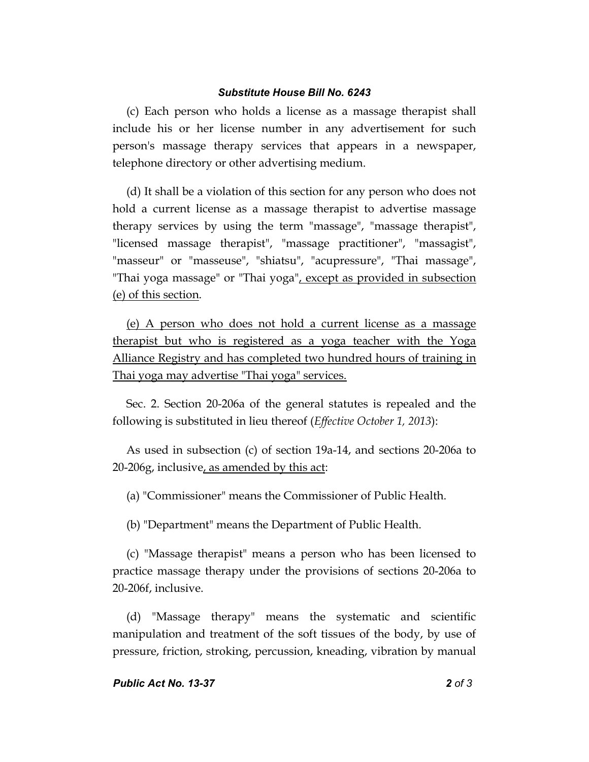(c) Each person who holds a license as a massage therapist shall include his or her license number in any advertisement for such person's massage therapy services that appears in a newspaper, telephone directory or other advertising medium.

(d) It shall be a violation of this section for any person who does not hold a current license as a massage therapist to advertise massage therapy services by using the term "massage", "massage therapist", "licensed massage therapist", "massage practitioner", "massagist", "masseur" or "masseuse", "shiatsu", "acupressure", "Thai massage", "Thai yoga massage" or "Thai yoga"<u>, except as provided in subsection (e) of this section</u>.

<u>(e) A person who does not hold a current license as a massage therapist but who is registered as a yoga teacher with the Yoga Alliance Registry and has completed two hundred hours of training in Thai yoga may advertise "Thai yoga" services.</u>

Sec. 2. Section 20-206a of the general statutes is repealed and the following is substituted in lieu thereof (*Effective October 1, 2013*):

As used in subsection (c) of section 19a-14, and sections 20-206a to 20-206g, inclusive<u>, as amended by this act</u>:

(a) "Commissioner" means the Commissioner of Public Health.

(b) "Department" means the Department of Public Health.

(c) "Massage therapist" means a person who has been licensed to practice massage therapy under the provisions of sections 20-206a to 20-206f, inclusive.

(d) "Massage therapy" means the systematic and scientific manipulation and treatment of the soft tissues of the body, by use of pressure, friction, stroking, percussion, kneading, vibration by manual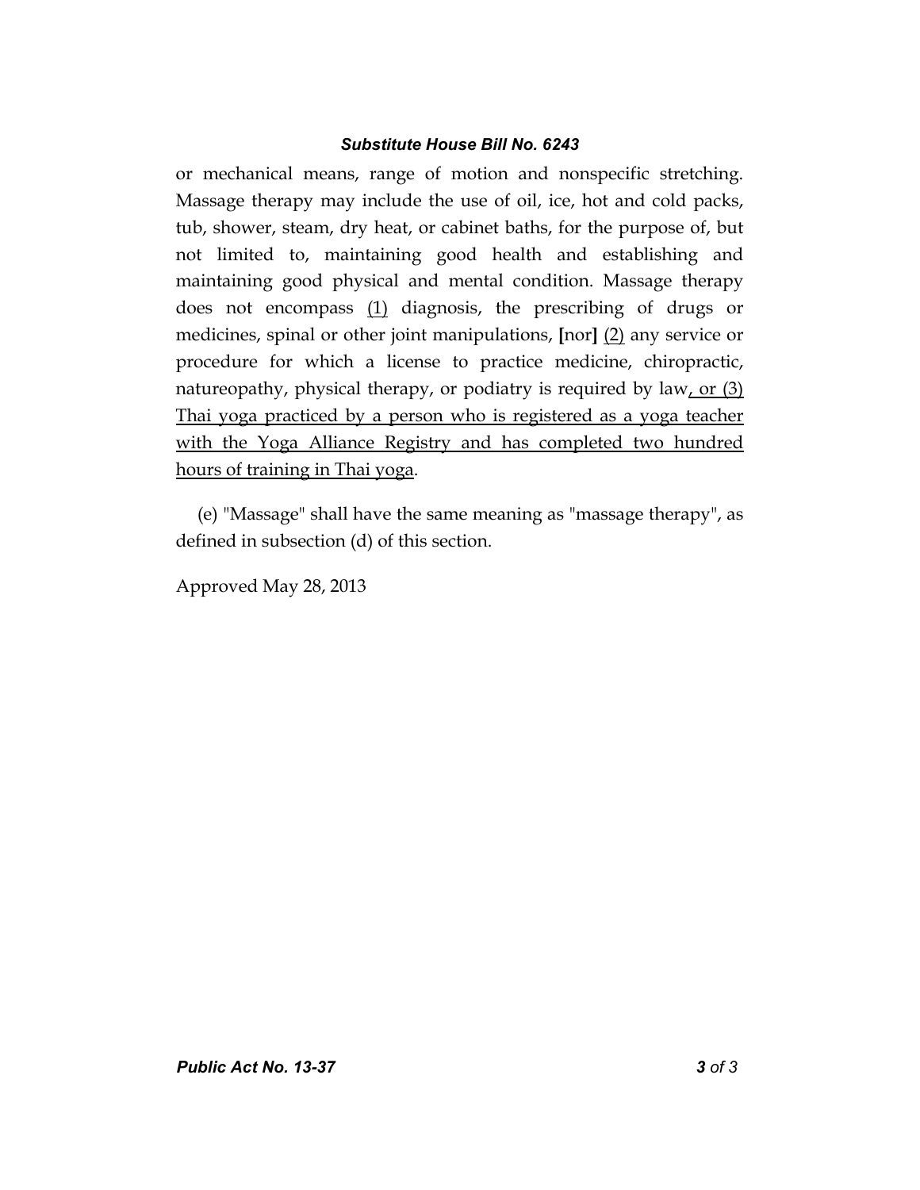or mechanical means, range of motion and nonspecific stretching. Massage therapy may include the use of oil, ice, hot and cold packs, tub, shower, steam, dry heat, or cabinet baths, for the purpose of, but not limited to, maintaining good health and establishing and maintaining good physical and mental condition. Massage therapy does not encompass <u>(1)</u> diagnosis, the prescribing of drugs or medicines, spinal or other joint manipulations, **[**nor**]** <u>(2)</u> any service or procedure for which a license to practice medicine, chiropractic, natureopathy, physical therapy, or podiatry is required by law<u>, or (3) Thai yoga practiced by a person who is registered as a yoga teacher with the Yoga Alliance Registry and has completed two hundred hours of training in Thai yoga</u>.

(e) "Massage" shall have the same meaning as "massage therapy", as defined in subsection (d) of this section.

Approved May 28, 2013